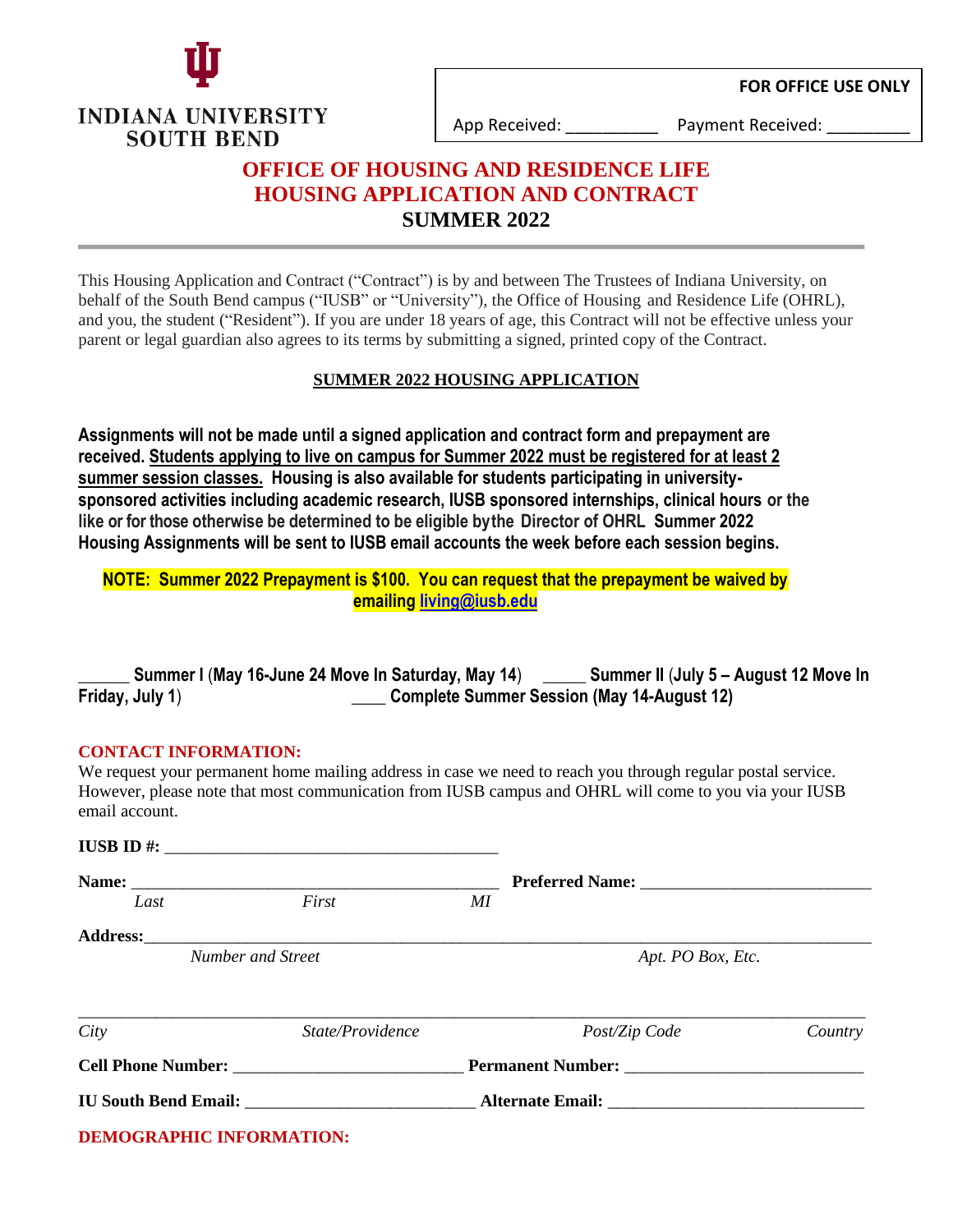**INDIANA UNIVERSITY SOUTH BEND**

**FOR OFFICE USE ONLY**

App Received: __________ Payment Received: _________

# OFFICE OF HOUSING AND RESIDENCE LIFE
# HOUSING APPLICATION AND CONTRACT
# SUMMER 2022

This Housing Application and Contract ("Contract") is by and between The Trustees of Indiana University, on behalf of the South Bend campus ("IUSB" or "University"), the Office of Housing and Residence Life (OHRL), and you, the student ("Resident"). If you are under 18 years of age, this Contract will not be effective unless your parent or legal guardian also agrees to its terms by submitting a signed, printed copy of the Contract.

## SUMMER 2022 HOUSING APPLICATION

**Assignments will not be made until a signed application and contract form and prepayment are received. Students applying to live on campus for Summer 2022 must be registered for at least 2 summer session classes. Housing is also available for students participating in university-sponsored activities including academic research, IUSB sponsored internships, clinical hours or the like or for those otherwise be determined to be eligible by the Director of OHRL Summer 2022 Housing Assignments will be sent to IUSB email accounts the week before each session begins.**

**NOTE: Summer 2022 Prepayment is $100. You can request that the prepayment be waived by emailing living@iusb.edu**

______ **Summer I (May 16-June 24 Move In Saturday, May 14)** _____ **Summer II (July 5 – August 12 Move In Friday, July 1)** ____ **Complete Summer Session (May 14-August 12)**

### CONTACT INFORMATION:

We request your permanent home mailing address in case we need to reach you through regular postal service. However, please note that most communication from IUSB campus and OHRL will come to you via your IUSB email account.

**IUSB ID #:** ________________________________________

**Name:** ____________________________________________ **Preferred Name:** __________________________

*Last* *First* *MI*

**Address:** ________________________________________________________________________________

*Number and Street* *Apt. PO Box, Etc.*

____________________________________________________________________________________________

*City* *State/Providence* *Post/Zip Code* *Country*

**Cell Phone Number:** __________________________ **Permanent Number:** __________________________

**IU South Bend Email:** __________________________ **Alternate Email:** _____________________________

### DEMOGRAPHIC INFORMATION: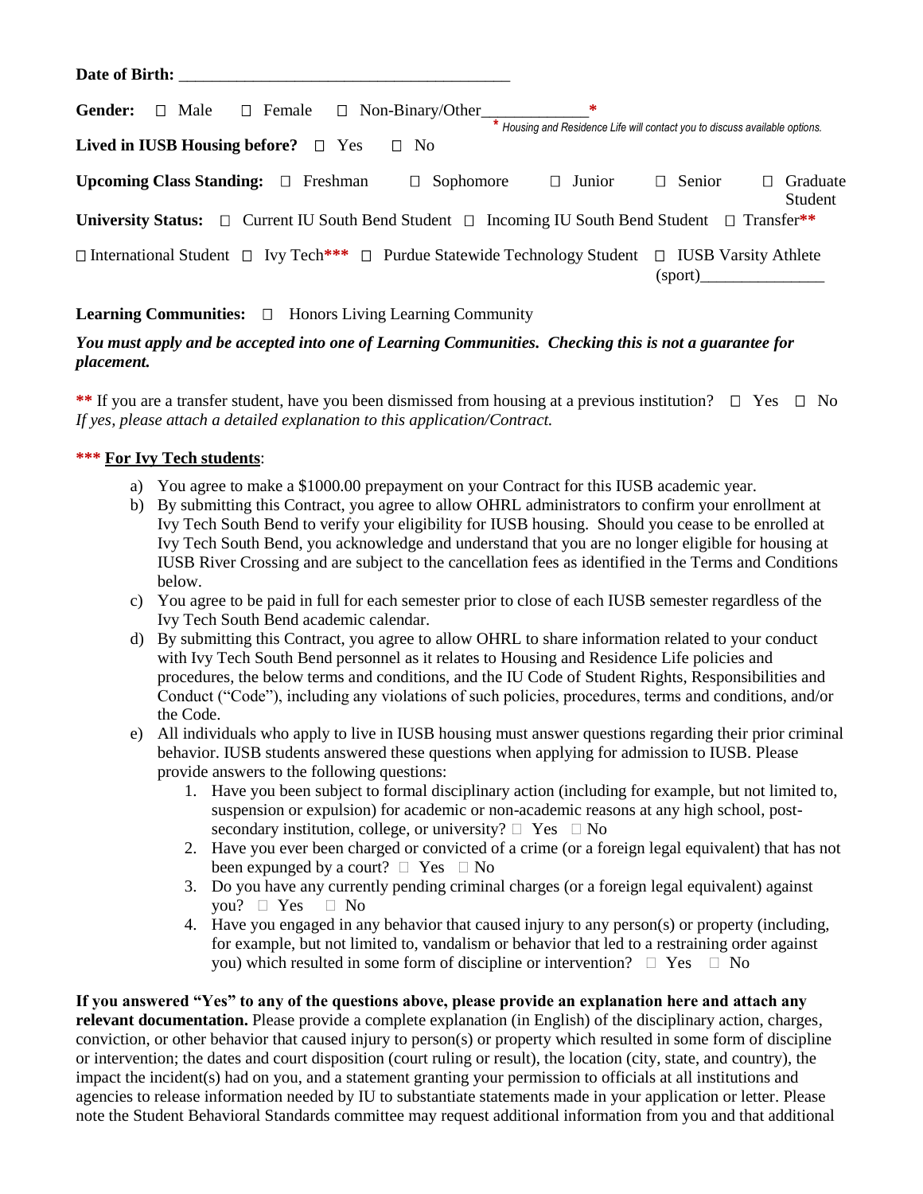**Date of Birth:** ________________________________________

**Gender:** ☐ Male ☐ Female ☐ Non-Binary/Other____________*

\* *Housing and Residence Life will contact you to discuss available options.*

**Lived in IUSB Housing before?** ☐ Yes ☐ No

**Upcoming Class Standing:** ☐ Freshman ☐ Sophomore ☐ Junior ☐ Senior ☐ Graduate Student

**University Status:** ☐ Current IU South Bend Student ☐ Incoming IU South Bend Student ☐ Transfer**

☐ International Student ☐ Ivy Tech*** ☐ Purdue Statewide Technology Student ☐ IUSB Varsity Athlete (sport)_______________

**Learning Communities:** ☐ Honors Living Learning Community

***You must apply and be accepted into one of Learning Communities. Checking this is not a guarantee for placement.***

**\*\*** If you are a transfer student, have you been dismissed from housing at a previous institution? ☐ Yes ☐ No
*If yes, please attach a detailed explanation to this application/Contract.*

**\*\*\* <u>For Ivy Tech students</u>**:

a) You agree to make a $1000.00 prepayment on your Contract for this IUSB academic year.
b) By submitting this Contract, you agree to allow OHRL administrators to confirm your enrollment at Ivy Tech South Bend to verify your eligibility for IUSB housing. Should you cease to be enrolled at Ivy Tech South Bend, you acknowledge and understand that you are no longer eligible for housing at IUSB River Crossing and are subject to the cancellation fees as identified in the Terms and Conditions below.
c) You agree to be paid in full for each semester prior to close of each IUSB semester regardless of the Ivy Tech South Bend academic calendar.
d) By submitting this Contract, you agree to allow OHRL to share information related to your conduct with Ivy Tech South Bend personnel as it relates to Housing and Residence Life policies and procedures, the below terms and conditions, and the IU Code of Student Rights, Responsibilities and Conduct ("Code"), including any violations of such policies, procedures, terms and conditions, and/or the Code.
e) All individuals who apply to live in IUSB housing must answer questions regarding their prior criminal behavior. IUSB students answered these questions when applying for admission to IUSB. Please provide answers to the following questions:
    1. Have you been subject to formal disciplinary action (including for example, but not limited to, suspension or expulsion) for academic or non-academic reasons at any high school, post-secondary institution, college, or university? ☐ Yes ☐ No
    2. Have you ever been charged or convicted of a crime (or a foreign legal equivalent) that has not been expunged by a court? ☐ Yes ☐ No
    3. Do you have any currently pending criminal charges (or a foreign legal equivalent) against you? ☐ Yes ☐ No
    4. Have you engaged in any behavior that caused injury to any person(s) or property (including, for example, but not limited to, vandalism or behavior that led to a restraining order against you) which resulted in some form of discipline or intervention? ☐ Yes ☐ No

**If you answered "Yes" to any of the questions above, please provide an explanation here and attach any relevant documentation.** Please provide a complete explanation (in English) of the disciplinary action, charges, conviction, or other behavior that caused injury to person(s) or property which resulted in some form of discipline or intervention; the dates and court disposition (court ruling or result), the location (city, state, and country), the impact the incident(s) had on you, and a statement granting your permission to officials at all institutions and agencies to release information needed by IU to substantiate statements made in your application or letter. Please note the Student Behavioral Standards committee may request additional information from you and that additional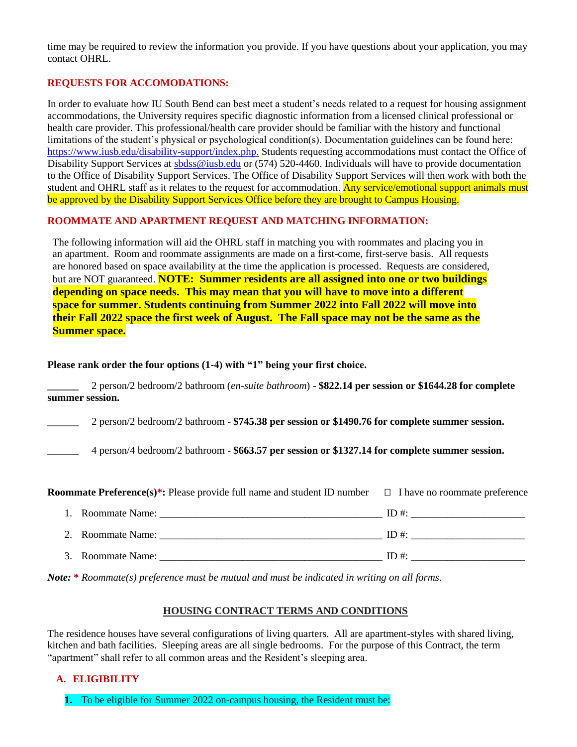time may be required to review the information you provide. If you have questions about your application, you may contact OHRL.

## REQUESTS FOR ACCOMODATIONS:

In order to evaluate how IU South Bend can best meet a student's needs related to a request for housing assignment accommodations, the University requires specific diagnostic information from a licensed clinical professional or health care provider. This professional/health care provider should be familiar with the history and functional limitations of the student's physical or psychological condition(s). Documentation guidelines can be found here: https://www.iusb.edu/disability-support/index.php. Students requesting accommodations must contact the Office of Disability Support Services at sbdss@iusb.edu or (574) 520-4460. Individuals will have to provide documentation to the Office of Disability Support Services. The Office of Disability Support Services will then work with both the student and OHRL staff as it relates to the request for accommodation. Any service/emotional support animals must be approved by the Disability Support Services Office before they are brought to Campus Housing.

## ROOMMATE AND APARTMENT REQUEST AND MATCHING INFORMATION:

The following information will aid the OHRL staff in matching you with roommates and placing you in an apartment. Room and roommate assignments are made on a first-come, first-serve basis. All requests are honored based on space availability at the time the application is processed. Requests are considered, but are NOT guaranteed. **NOTE: Summer residents are all assigned into one or two buildings depending on space needs. This may mean that you will have to move into a different space for summer. Students continuing from Summer 2022 into Fall 2022 will move into their Fall 2022 space the first week of August. The Fall space may not be the same as the Summer space.**

**Please rank order the four options (1-4) with "1" being your first choice.**

______ 2 person/2 bedroom/2 bathroom (*en-suite bathroom*) - **$822.14 per session or $1644.28 for complete summer session.**

______ 2 person/2 bedroom/2 bathroom - **$745.38 per session or $1490.76 for complete summer session.**

______ 4 person/4 bedroom/2 bathroom - **$663.57 per session or $1327.14 for complete summer session.**

**Roommate Preference(s)*:** Please provide full name and student ID number ☐ I have no roommate preference

1. Roommate Name: ____________________________________________ ID #: ______________________
2. Roommate Name: ____________________________________________ ID #: ______________________
3. Roommate Name: ____________________________________________ ID #: ______________________

***Note: \**** *Roommate(s) preference must be mutual and must be indicated in writing on all forms.*

## HOUSING CONTRACT TERMS AND CONDITIONS

The residence houses have several configurations of living quarters. All are apartment-styles with shared living, kitchen and bath facilities. Sleeping areas are all single bedrooms. For the purpose of this Contract, the term "apartment" shall refer to all common areas and the Resident's sleeping area.

### A. ELIGIBILITY

**1.** To be eligible for Summer 2022 on-campus housing, the Resident must be: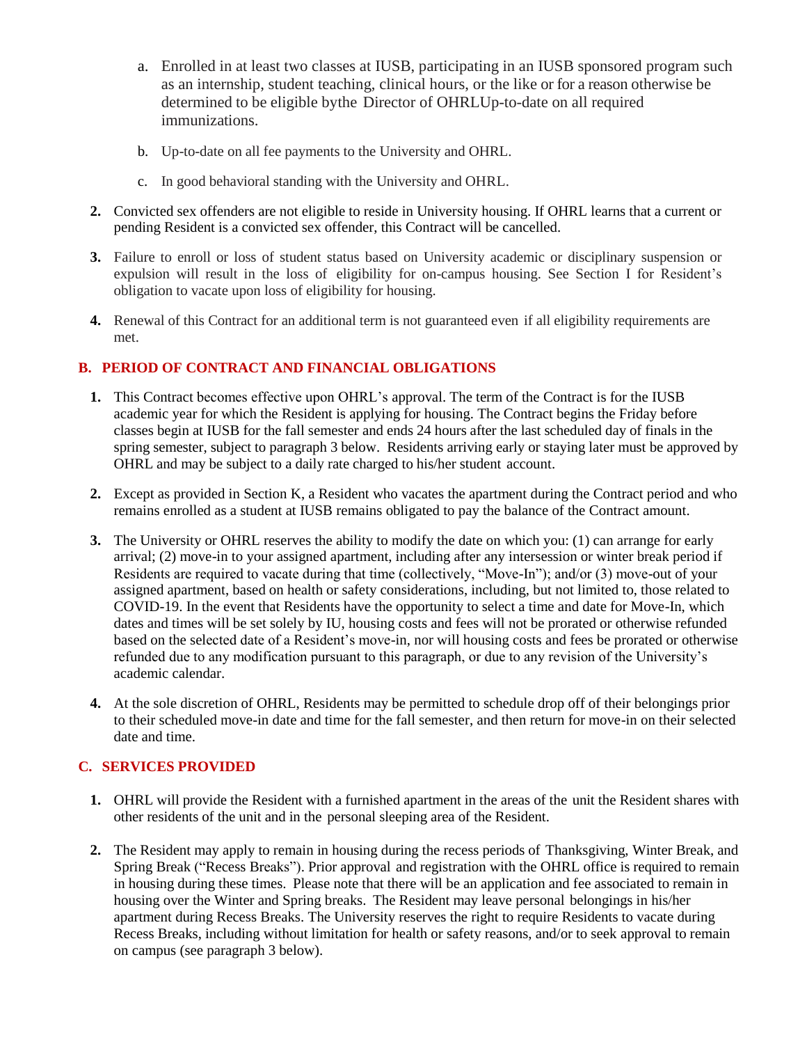a. Enrolled in at least two classes at IUSB, participating in an IUSB sponsored program such as an internship, student teaching, clinical hours, or the like or for a reason otherwise be determined to be eligible bythe Director of OHRLUp-to-date on all required immunizations.

b. Up-to-date on all fee payments to the University and OHRL.

c. In good behavioral standing with the University and OHRL.

**2.** Convicted sex offenders are not eligible to reside in University housing. If OHRL learns that a current or pending Resident is a convicted sex offender, this Contract will be cancelled.

**3.** Failure to enroll or loss of student status based on University academic or disciplinary suspension or expulsion will result in the loss of eligibility for on-campus housing. See Section I for Resident's obligation to vacate upon loss of eligibility for housing.

**4.** Renewal of this Contract for an additional term is not guaranteed even if all eligibility requirements are met.

## B. PERIOD OF CONTRACT AND FINANCIAL OBLIGATIONS

**1.** This Contract becomes effective upon OHRL's approval. The term of the Contract is for the IUSB academic year for which the Resident is applying for housing. The Contract begins the Friday before classes begin at IUSB for the fall semester and ends 24 hours after the last scheduled day of finals in the spring semester, subject to paragraph 3 below. Residents arriving early or staying later must be approved by OHRL and may be subject to a daily rate charged to his/her student account.

**2.** Except as provided in Section K, a Resident who vacates the apartment during the Contract period and who remains enrolled as a student at IUSB remains obligated to pay the balance of the Contract amount.

**3.** The University or OHRL reserves the ability to modify the date on which you: (1) can arrange for early arrival; (2) move-in to your assigned apartment, including after any intersession or winter break period if Residents are required to vacate during that time (collectively, "Move-In"); and/or (3) move-out of your assigned apartment, based on health or safety considerations, including, but not limited to, those related to COVID-19. In the event that Residents have the opportunity to select a time and date for Move-In, which dates and times will be set solely by IU, housing costs and fees will not be prorated or otherwise refunded based on the selected date of a Resident's move-in, nor will housing costs and fees be prorated or otherwise refunded due to any modification pursuant to this paragraph, or due to any revision of the University's academic calendar.

**4.** At the sole discretion of OHRL, Residents may be permitted to schedule drop off of their belongings prior to their scheduled move-in date and time for the fall semester, and then return for move-in on their selected date and time.

## C. SERVICES PROVIDED

**1.** OHRL will provide the Resident with a furnished apartment in the areas of the unit the Resident shares with other residents of the unit and in the personal sleeping area of the Resident.

**2.** The Resident may apply to remain in housing during the recess periods of Thanksgiving, Winter Break, and Spring Break ("Recess Breaks"). Prior approval and registration with the OHRL office is required to remain in housing during these times. Please note that there will be an application and fee associated to remain in housing over the Winter and Spring breaks. The Resident may leave personal belongings in his/her apartment during Recess Breaks. The University reserves the right to require Residents to vacate during Recess Breaks, including without limitation for health or safety reasons, and/or to seek approval to remain on campus (see paragraph 3 below).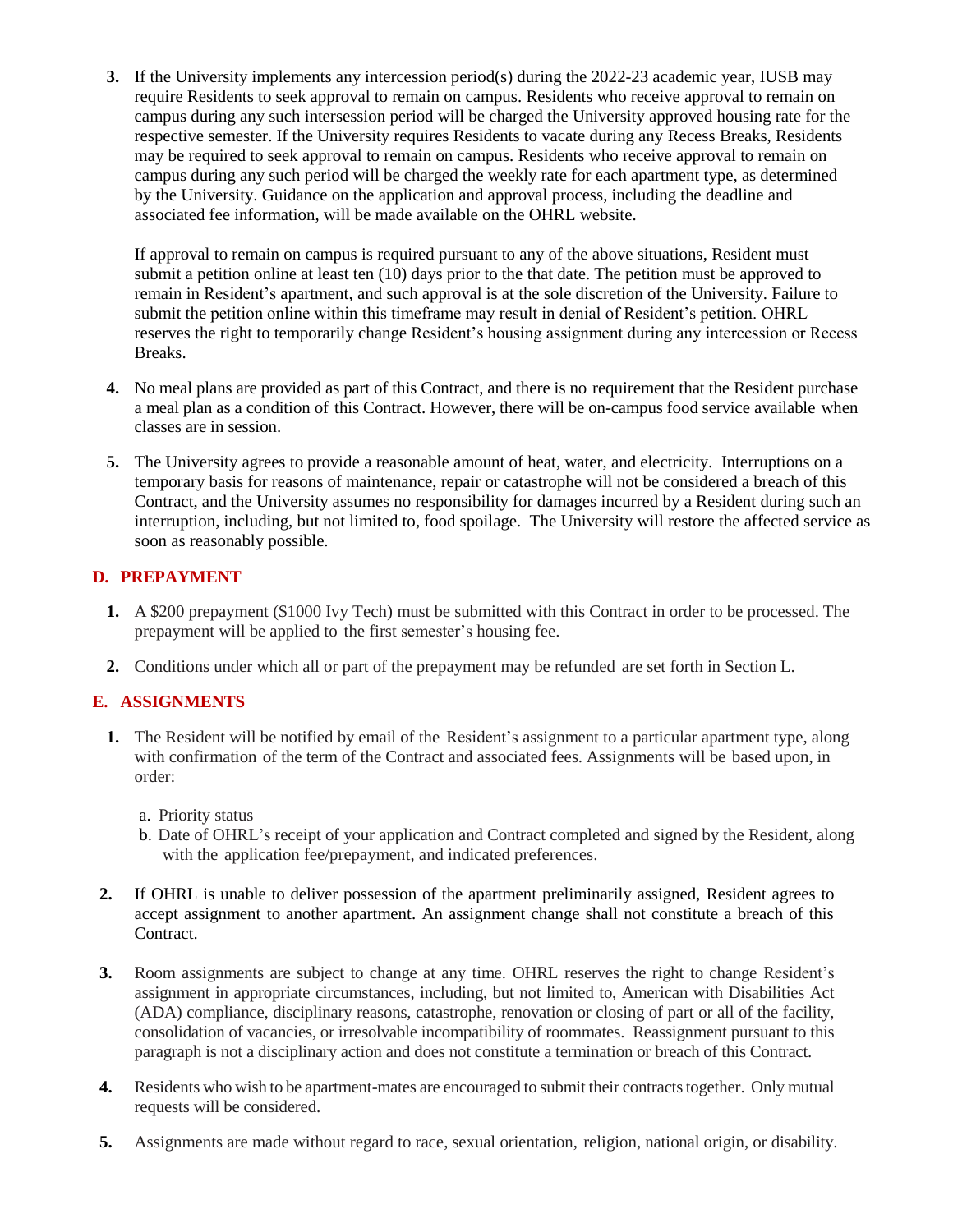3. If the University implements any intercession period(s) during the 2022-23 academic year, IUSB may require Residents to seek approval to remain on campus. Residents who receive approval to remain on campus during any such intersession period will be charged the University approved housing rate for the respective semester. If the University requires Residents to vacate during any Recess Breaks, Residents may be required to seek approval to remain on campus. Residents who receive approval to remain on campus during any such period will be charged the weekly rate for each apartment type, as determined by the University. Guidance on the application and approval process, including the deadline and associated fee information, will be made available on the OHRL website.

   If approval to remain on campus is required pursuant to any of the above situations, Resident must submit a petition online at least ten (10) days prior to the that date. The petition must be approved to remain in Resident's apartment, and such approval is at the sole discretion of the University. Failure to submit the petition online within this timeframe may result in denial of Resident's petition. OHRL reserves the right to temporarily change Resident's housing assignment during any intercession or Recess Breaks.

4. No meal plans are provided as part of this Contract, and there is no requirement that the Resident purchase a meal plan as a condition of this Contract. However, there will be on-campus food service available when classes are in session.

5. The University agrees to provide a reasonable amount of heat, water, and electricity. Interruptions on a temporary basis for reasons of maintenance, repair or catastrophe will not be considered a breach of this Contract, and the University assumes no responsibility for damages incurred by a Resident during such an interruption, including, but not limited to, food spoilage. The University will restore the affected service as soon as reasonably possible.

## D. PREPAYMENT

1. A $200 prepayment ($1000 Ivy Tech) must be submitted with this Contract in order to be processed. The prepayment will be applied to the first semester's housing fee.

2. Conditions under which all or part of the prepayment may be refunded are set forth in Section L.

## E. ASSIGNMENTS

1. The Resident will be notified by email of the Resident's assignment to a particular apartment type, along with confirmation of the term of the Contract and associated fees. Assignments will be based upon, in order:

   a. Priority status
   b. Date of OHRL's receipt of your application and Contract completed and signed by the Resident, along with the application fee/prepayment, and indicated preferences.

2. If OHRL is unable to deliver possession of the apartment preliminarily assigned, Resident agrees to accept assignment to another apartment. An assignment change shall not constitute a breach of this Contract.

3. Room assignments are subject to change at any time. OHRL reserves the right to change Resident's assignment in appropriate circumstances, including, but not limited to, American with Disabilities Act (ADA) compliance, disciplinary reasons, catastrophe, renovation or closing of part or all of the facility, consolidation of vacancies, or irresolvable incompatibility of roommates. Reassignment pursuant to this paragraph is not a disciplinary action and does not constitute a termination or breach of this Contract.

4. Residents who wish to be apartment-mates are encouraged to submit their contracts together. Only mutual requests will be considered.

5. Assignments are made without regard to race, sexual orientation, religion, national origin, or disability.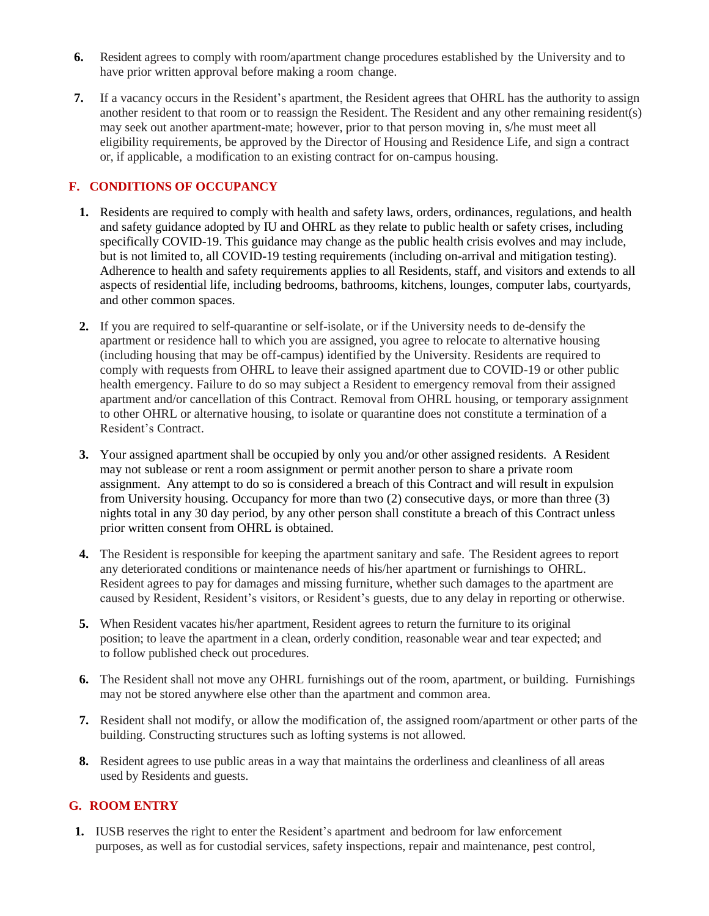6. Resident agrees to comply with room/apartment change procedures established by the University and to have prior written approval before making a room change.

7. If a vacancy occurs in the Resident's apartment, the Resident agrees that OHRL has the authority to assign another resident to that room or to reassign the Resident. The Resident and any other remaining resident(s) may seek out another apartment-mate; however, prior to that person moving in, s/he must meet all eligibility requirements, be approved by the Director of Housing and Residence Life, and sign a contract or, if applicable, a modification to an existing contract for on-campus housing.

## F. CONDITIONS OF OCCUPANCY

1. Residents are required to comply with health and safety laws, orders, ordinances, regulations, and health and safety guidance adopted by IU and OHRL as they relate to public health or safety crises, including specifically COVID-19. This guidance may change as the public health crisis evolves and may include, but is not limited to, all COVID-19 testing requirements (including on-arrival and mitigation testing). Adherence to health and safety requirements applies to all Residents, staff, and visitors and extends to all aspects of residential life, including bedrooms, bathrooms, kitchens, lounges, computer labs, courtyards, and other common spaces.

2. If you are required to self-quarantine or self-isolate, or if the University needs to de-densify the apartment or residence hall to which you are assigned, you agree to relocate to alternative housing (including housing that may be off-campus) identified by the University. Residents are required to comply with requests from OHRL to leave their assigned apartment due to COVID-19 or other public health emergency. Failure to do so may subject a Resident to emergency removal from their assigned apartment and/or cancellation of this Contract. Removal from OHRL housing, or temporary assignment to other OHRL or alternative housing, to isolate or quarantine does not constitute a termination of a Resident's Contract.

3. Your assigned apartment shall be occupied by only you and/or other assigned residents. A Resident may not sublease or rent a room assignment or permit another person to share a private room assignment. Any attempt to do so is considered a breach of this Contract and will result in expulsion from University housing. Occupancy for more than two (2) consecutive days, or more than three (3) nights total in any 30 day period, by any other person shall constitute a breach of this Contract unless prior written consent from OHRL is obtained.

4. The Resident is responsible for keeping the apartment sanitary and safe. The Resident agrees to report any deteriorated conditions or maintenance needs of his/her apartment or furnishings to OHRL. Resident agrees to pay for damages and missing furniture, whether such damages to the apartment are caused by Resident, Resident's visitors, or Resident's guests, due to any delay in reporting or otherwise.

5. When Resident vacates his/her apartment, Resident agrees to return the furniture to its original position; to leave the apartment in a clean, orderly condition, reasonable wear and tear expected; and to follow published check out procedures.

6. The Resident shall not move any OHRL furnishings out of the room, apartment, or building. Furnishings may not be stored anywhere else other than the apartment and common area.

7. Resident shall not modify, or allow the modification of, the assigned room/apartment or other parts of the building. Constructing structures such as lofting systems is not allowed.

8. Resident agrees to use public areas in a way that maintains the orderliness and cleanliness of all areas used by Residents and guests.

## G. ROOM ENTRY

1. IUSB reserves the right to enter the Resident's apartment and bedroom for law enforcement purposes, as well as for custodial services, safety inspections, repair and maintenance, pest control,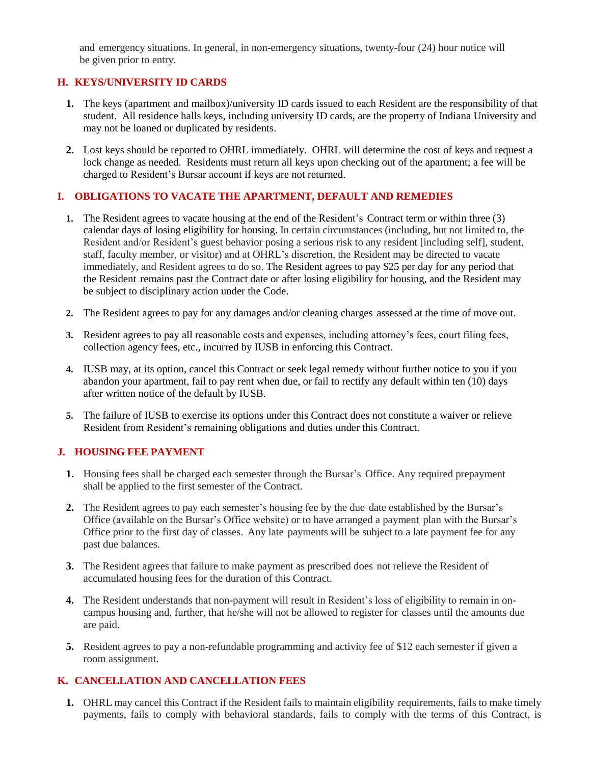and emergency situations. In general, in non-emergency situations, twenty-four (24) hour notice will be given prior to entry.

## H. KEYS/UNIVERSITY ID CARDS

1. The keys (apartment and mailbox)/university ID cards issued to each Resident are the responsibility of that student. All residence halls keys, including university ID cards, are the property of Indiana University and may not be loaned or duplicated by residents.

2. Lost keys should be reported to OHRL immediately. OHRL will determine the cost of keys and request a lock change as needed. Residents must return all keys upon checking out of the apartment; a fee will be charged to Resident's Bursar account if keys are not returned.

## I. OBLIGATIONS TO VACATE THE APARTMENT, DEFAULT AND REMEDIES

1. The Resident agrees to vacate housing at the end of the Resident's Contract term or within three (3) calendar days of losing eligibility for housing. In certain circumstances (including, but not limited to, the Resident and/or Resident's guest behavior posing a serious risk to any resident [including self], student, staff, faculty member, or visitor) and at OHRL's discretion, the Resident may be directed to vacate immediately, and Resident agrees to do so. The Resident agrees to pay $25 per day for any period that the Resident remains past the Contract date or after losing eligibility for housing, and the Resident may be subject to disciplinary action under the Code.

2. The Resident agrees to pay for any damages and/or cleaning charges assessed at the time of move out.

3. Resident agrees to pay all reasonable costs and expenses, including attorney's fees, court filing fees, collection agency fees, etc., incurred by IUSB in enforcing this Contract.

4. IUSB may, at its option, cancel this Contract or seek legal remedy without further notice to you if you abandon your apartment, fail to pay rent when due, or fail to rectify any default within ten (10) days after written notice of the default by IUSB.

5. The failure of IUSB to exercise its options under this Contract does not constitute a waiver or relieve Resident from Resident's remaining obligations and duties under this Contract.

## J. HOUSING FEE PAYMENT

1. Housing fees shall be charged each semester through the Bursar's Office. Any required prepayment shall be applied to the first semester of the Contract.

2. The Resident agrees to pay each semester's housing fee by the due date established by the Bursar's Office (available on the Bursar's Office website) or to have arranged a payment plan with the Bursar's Office prior to the first day of classes. Any late payments will be subject to a late payment fee for any past due balances.

3. The Resident agrees that failure to make payment as prescribed does not relieve the Resident of accumulated housing fees for the duration of this Contract.

4. The Resident understands that non-payment will result in Resident's loss of eligibility to remain in on-campus housing and, further, that he/she will not be allowed to register for classes until the amounts due are paid.

5. Resident agrees to pay a non-refundable programming and activity fee of $12 each semester if given a room assignment.

## K. CANCELLATION AND CANCELLATION FEES

1. OHRL may cancel this Contract if the Resident fails to maintain eligibility requirements, fails to make timely payments, fails to comply with behavioral standards, fails to comply with the terms of this Contract, is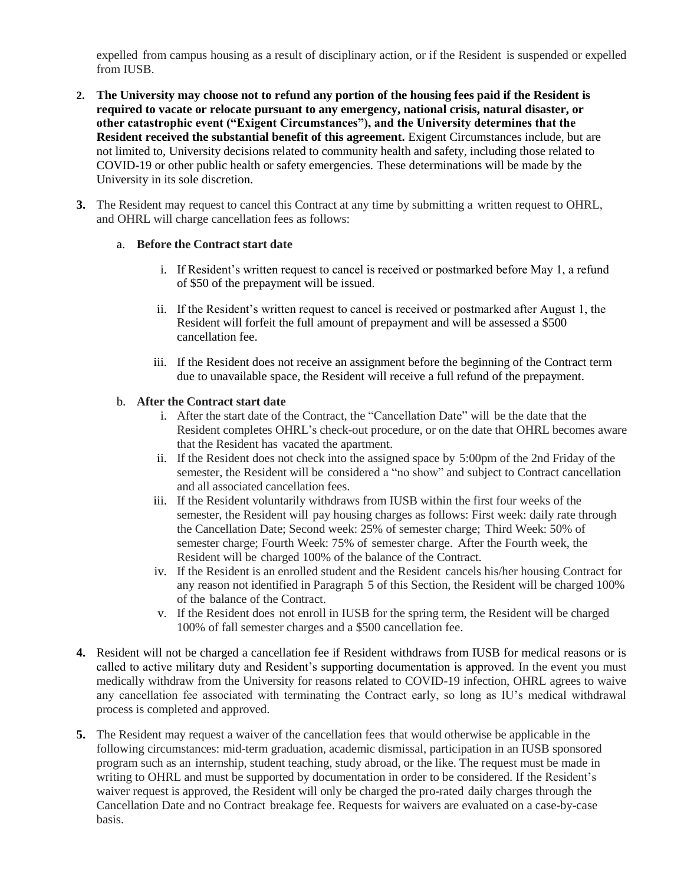expelled from campus housing as a result of disciplinary action, or if the Resident is suspended or expelled from IUSB.

2. **The University may choose not to refund any portion of the housing fees paid if the Resident is required to vacate or relocate pursuant to any emergency, national crisis, natural disaster, or other catastrophic event ("Exigent Circumstances"), and the University determines that the Resident received the substantial benefit of this agreement.** Exigent Circumstances include, but are not limited to, University decisions related to community health and safety, including those related to COVID-19 or other public health or safety emergencies. These determinations will be made by the University in its sole discretion.

3. The Resident may request to cancel this Contract at any time by submitting a written request to OHRL, and OHRL will charge cancellation fees as follows:

   a. **Before the Contract start date**

      i. If Resident's written request to cancel is received or postmarked before May 1, a refund of $50 of the prepayment will be issued.

      ii. If the Resident's written request to cancel is received or postmarked after August 1, the Resident will forfeit the full amount of prepayment and will be assessed a $500 cancellation fee.

      iii. If the Resident does not receive an assignment before the beginning of the Contract term due to unavailable space, the Resident will receive a full refund of the prepayment.

   b. **After the Contract start date**

      i. After the start date of the Contract, the "Cancellation Date" will be the date that the Resident completes OHRL's check-out procedure, or on the date that OHRL becomes aware that the Resident has vacated the apartment.
      ii. If the Resident does not check into the assigned space by 5:00pm of the 2nd Friday of the semester, the Resident will be considered a "no show" and subject to Contract cancellation and all associated cancellation fees.
      iii. If the Resident voluntarily withdraws from IUSB within the first four weeks of the semester, the Resident will pay housing charges as follows: First week: daily rate through the Cancellation Date; Second week: 25% of semester charge; Third Week: 50% of semester charge; Fourth Week: 75% of semester charge. After the Fourth week, the Resident will be charged 100% of the balance of the Contract.
      iv. If the Resident is an enrolled student and the Resident cancels his/her housing Contract for any reason not identified in Paragraph 5 of this Section, the Resident will be charged 100% of the balance of the Contract.
      v. If the Resident does not enroll in IUSB for the spring term, the Resident will be charged 100% of fall semester charges and a $500 cancellation fee.

4. Resident will not be charged a cancellation fee if Resident withdraws from IUSB for medical reasons or is called to active military duty and Resident's supporting documentation is approved. In the event you must medically withdraw from the University for reasons related to COVID-19 infection, OHRL agrees to waive any cancellation fee associated with terminating the Contract early, so long as IU's medical withdrawal process is completed and approved.

5. The Resident may request a waiver of the cancellation fees that would otherwise be applicable in the following circumstances: mid-term graduation, academic dismissal, participation in an IUSB sponsored program such as an internship, student teaching, study abroad, or the like. The request must be made in writing to OHRL and must be supported by documentation in order to be considered. If the Resident's waiver request is approved, the Resident will only be charged the pro-rated daily charges through the Cancellation Date and no Contract breakage fee. Requests for waivers are evaluated on a case-by-case basis.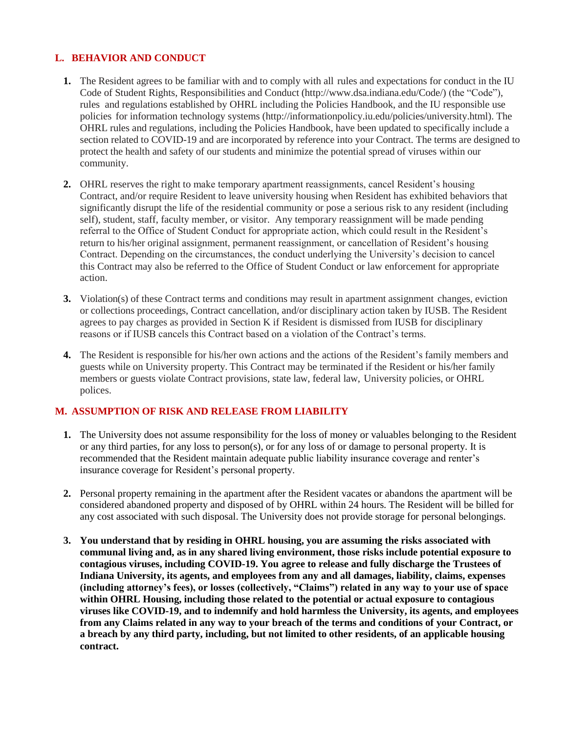## L. BEHAVIOR AND CONDUCT

1. The Resident agrees to be familiar with and to comply with all rules and expectations for conduct in the IU Code of Student Rights, Responsibilities and Conduct (http://www.dsa.indiana.edu/Code/) (the "Code"), rules and regulations established by OHRL including the Policies Handbook, and the IU responsible use policies for information technology systems (http://informationpolicy.iu.edu/policies/university.html). The OHRL rules and regulations, including the Policies Handbook, have been updated to specifically include a section related to COVID-19 and are incorporated by reference into your Contract. The terms are designed to protect the health and safety of our students and minimize the potential spread of viruses within our community.

2. OHRL reserves the right to make temporary apartment reassignments, cancel Resident's housing Contract, and/or require Resident to leave university housing when Resident has exhibited behaviors that significantly disrupt the life of the residential community or pose a serious risk to any resident (including self), student, staff, faculty member, or visitor. Any temporary reassignment will be made pending referral to the Office of Student Conduct for appropriate action, which could result in the Resident's return to his/her original assignment, permanent reassignment, or cancellation of Resident's housing Contract. Depending on the circumstances, the conduct underlying the University's decision to cancel this Contract may also be referred to the Office of Student Conduct or law enforcement for appropriate action.

3. Violation(s) of these Contract terms and conditions may result in apartment assignment changes, eviction or collections proceedings, Contract cancellation, and/or disciplinary action taken by IUSB. The Resident agrees to pay charges as provided in Section K if Resident is dismissed from IUSB for disciplinary reasons or if IUSB cancels this Contract based on a violation of the Contract's terms.

4. The Resident is responsible for his/her own actions and the actions of the Resident's family members and guests while on University property. This Contract may be terminated if the Resident or his/her family members or guests violate Contract provisions, state law, federal law, University policies, or OHRL polices.

## M. ASSUMPTION OF RISK AND RELEASE FROM LIABILITY

1. The University does not assume responsibility for the loss of money or valuables belonging to the Resident or any third parties, for any loss to person(s), or for any loss of or damage to personal property. It is recommended that the Resident maintain adequate public liability insurance coverage and renter's insurance coverage for Resident's personal property.

2. Personal property remaining in the apartment after the Resident vacates or abandons the apartment will be considered abandoned property and disposed of by OHRL within 24 hours. The Resident will be billed for any cost associated with such disposal. The University does not provide storage for personal belongings.

3. **You understand that by residing in OHRL housing, you are assuming the risks associated with communal living and, as in any shared living environment, those risks include potential exposure to contagious viruses, including COVID-19. You agree to release and fully discharge the Trustees of Indiana University, its agents, and employees from any and all damages, liability, claims, expenses (including attorney's fees), or losses (collectively, "Claims") related in any way to your use of space within OHRL Housing, including those related to the potential or actual exposure to contagious viruses like COVID-19, and to indemnify and hold harmless the University, its agents, and employees from any Claims related in any way to your breach of the terms and conditions of your Contract, or a breach by any third party, including, but not limited to other residents, of an applicable housing contract.**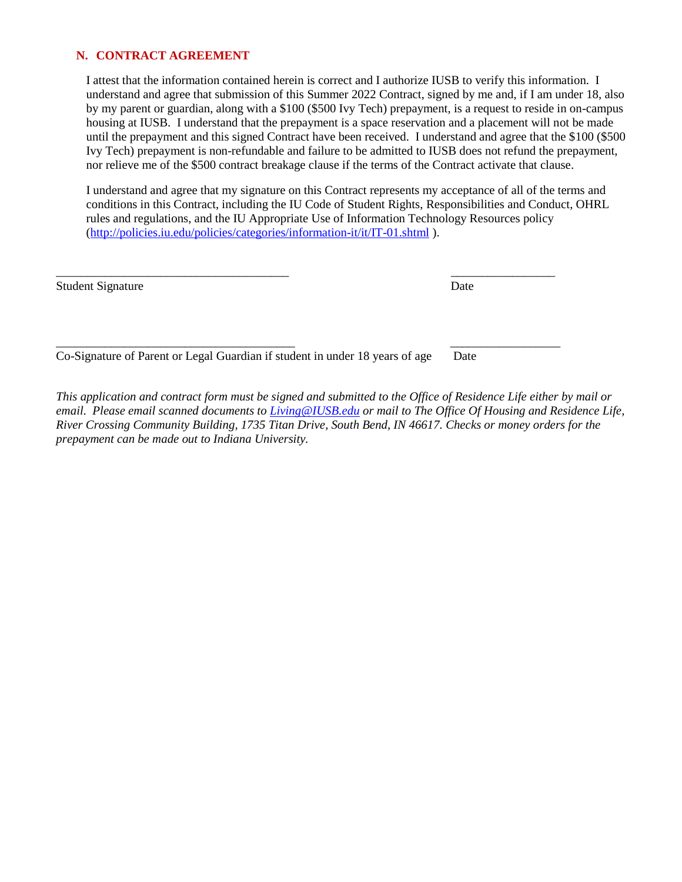## N. CONTRACT AGREEMENT

I attest that the information contained herein is correct and I authorize IUSB to verify this information. I understand and agree that submission of this Summer 2022 Contract, signed by me and, if I am under 18, also by my parent or guardian, along with a $100 ($500 Ivy Tech) prepayment, is a request to reside in on-campus housing at IUSB. I understand that the prepayment is a space reservation and a placement will not be made until the prepayment and this signed Contract have been received. I understand and agree that the $100 ($500 Ivy Tech) prepayment is non-refundable and failure to be admitted to IUSB does not refund the prepayment, nor relieve me of the $500 contract breakage clause if the terms of the Contract activate that clause.

I understand and agree that my signature on this Contract represents my acceptance of all of the terms and conditions in this Contract, including the IU Code of Student Rights, Responsibilities and Conduct, OHRL rules and regulations, and the IU Appropriate Use of Information Technology Resources policy ([http://policies.iu.edu/policies/categories/information-it/it/IT-01.shtml](http://policies.iu.edu/policies/categories/information-it/it/IT-01.shtml) ).

_______________________________________ _________________

Student Signature Date

_______________________________________ __________________

Co-Signature of Parent or Legal Guardian if student in under 18 years of age Date

*This application and contract form must be signed and submitted to the Office of Residence Life either by mail or email. Please email scanned documents to [Living@IUSB.edu](mailto:Living@IUSB.edu) or mail to The Office Of Housing and Residence Life, River Crossing Community Building, 1735 Titan Drive, South Bend, IN 46617. Checks or money orders for the prepayment can be made out to Indiana University.*